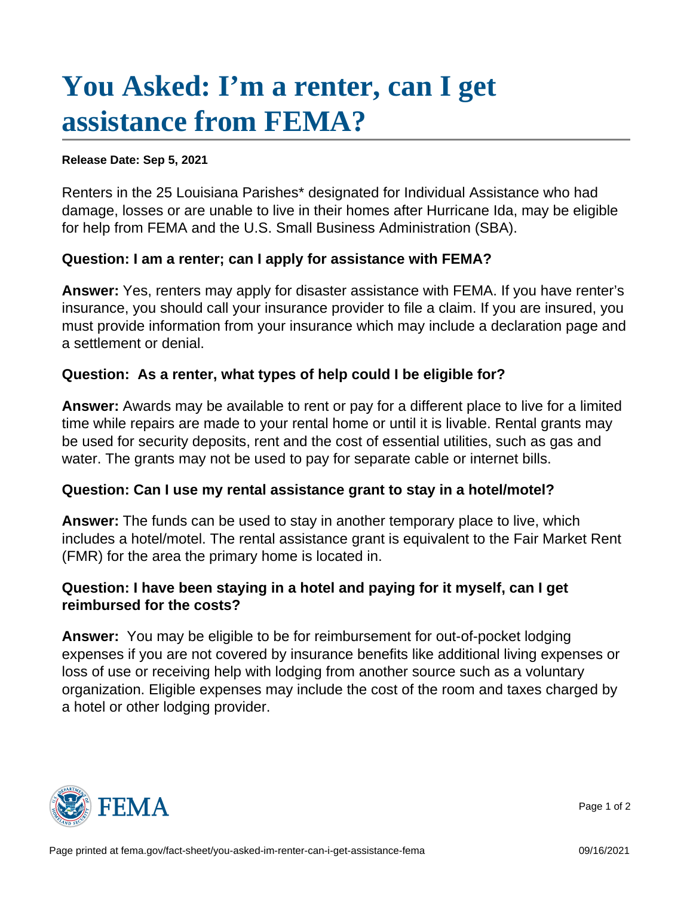# You Asked: I'm a renter, can I get assistance from FEMA?

**Release Date: Sep 5, 2021**

Renters in the 25 Louisiana Parishes* designated for Individual Assistance who had damage, losses or are unable to live in their homes after Hurricane Ida, may be eligible for help from FEMA and the U.S. Small Business Administration (SBA).

**Question: I am a renter; can I apply for assistance with FEMA?**

**Answer:** Yes, renters may apply for disaster assistance with FEMA. If you have renter's insurance, you should call your insurance provider to file a claim. If you are insured, you must provide information from your insurance which may include a declaration page and a settlement or denial.

**Question: As a renter, what types of help could I be eligible for?**

**Answer:** Awards may be available to rent or pay for a different place to live for a limited time while repairs are made to your rental home or until it is livable. Rental grants may be used for security deposits, rent and the cost of essential utilities, such as gas and water. The grants may not be used to pay for separate cable or internet bills.

**Question: Can I use my rental assistance grant to stay in a hotel/motel?**

**Answer:** The funds can be used to stay in another temporary place to live, which includes a hotel/motel. The rental assistance grant is equivalent to the Fair Market Rent (FMR) for the area the primary home is located in.

**Question: I have been staying in a hotel and paying for it myself, can I get reimbursed for the costs?**

**Answer:** You may be eligible to be for reimbursement for out-of-pocket lodging expenses if you are not covered by insurance benefits like additional living expenses or loss of use or receiving help with lodging from another source such as a voluntary organization. Eligible expenses may include the cost of the room and taxes charged by a hotel or other lodging provider.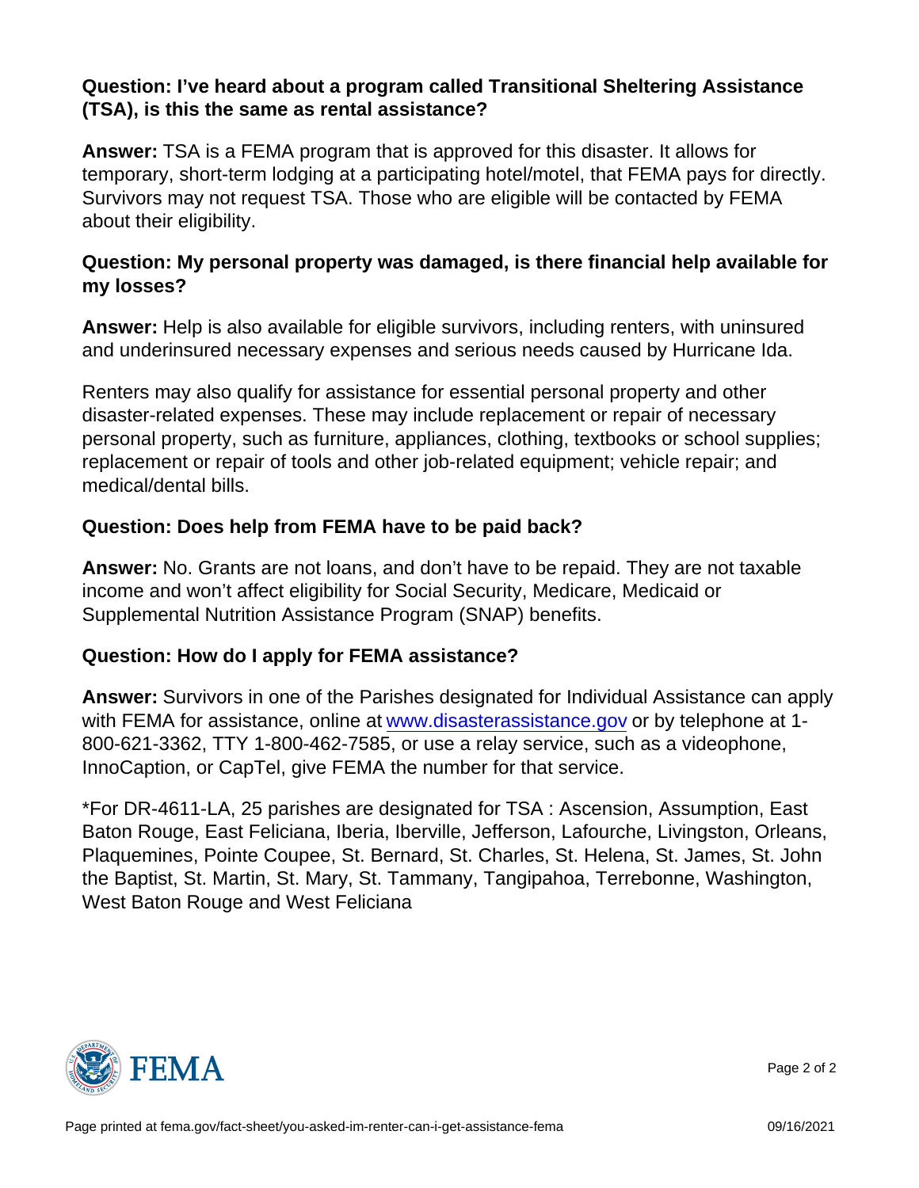**Question: I've heard about a program called Transitional Sheltering Assistance (TSA), is this the same as rental assistance?**

**Answer:** TSA is a FEMA program that is approved for this disaster. It allows for temporary, short-term lodging at a participating hotel/motel, that FEMA pays for directly. Survivors may not request TSA. Those who are eligible will be contacted by FEMA about their eligibility.

**Question: My personal property was damaged, is there financial help available for my losses?**

**Answer:** Help is also available for eligible survivors, including renters, with uninsured and underinsured necessary expenses and serious needs caused by Hurricane Ida.

Renters may also qualify for assistance for essential personal property and other disaster-related expenses. These may include replacement or repair of necessary personal property, such as furniture, appliances, clothing, textbooks or school supplies; replacement or repair of tools and other job-related equipment; vehicle repair; and medical/dental bills.

**Question: Does help from FEMA have to be paid back?**

**Answer:** No. Grants are not loans, and don't have to be repaid. They are not taxable income and won't affect eligibility for Social Security, Medicare, Medicaid or Supplemental Nutrition Assistance Program (SNAP) benefits.

**Question: How do I apply for FEMA assistance?**

**Answer:** Survivors in one of the Parishes designated for Individual Assistance can apply with FEMA for assistance, online at [www.disasterassistance.gov](http://www.disasterassistance.gov) or by telephone at 1-800-621-3362, TTY 1-800-462-7585, or use a relay service, such as a videophone, InnoCaption, or CapTel, give FEMA the number for that service.

*For DR-4611-LA, 25 parishes are designated for TSA : Ascension, Assumption, East Baton Rouge, East Feliciana, Iberia, Iberville, Jefferson, Lafourche, Livingston, Orleans, Plaquemines, Pointe Coupee, St. Bernard, St. Charles, St. Helena, St. James, St. John the Baptist, St. Martin, St. Mary, St. Tammany, Tangipahoa, Terrebonne, Washington, West Baton Rouge and West Feliciana